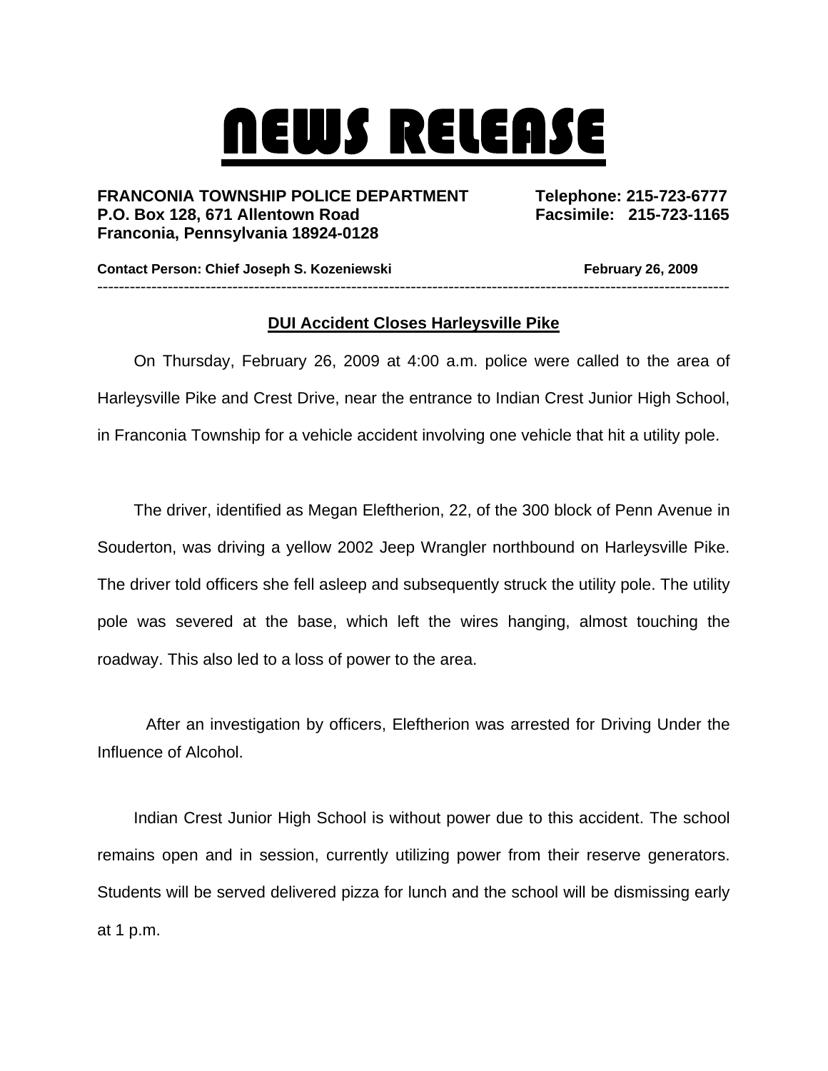# NEWS RELEASE

**FRANCONIA TOWNSHIP POLICE DEPARTMENT**
**P.O. Box 128, 671 Allentown Road**
**Franconia, Pennsylvania 18924-0128**

**Telephone: 215-723-6777**
**Facsimile: 215-723-1165**

**Contact Person: Chief Joseph S. Kozeniewski** **February 26, 2009**

---

## DUI Accident Closes Harleysville Pike

On Thursday, February 26, 2009 at 4:00 a.m. police were called to the area of Harleysville Pike and Crest Drive, near the entrance to Indian Crest Junior High School, in Franconia Township for a vehicle accident involving one vehicle that hit a utility pole.

The driver, identified as Megan Eleftherion, 22, of the 300 block of Penn Avenue in Souderton, was driving a yellow 2002 Jeep Wrangler northbound on Harleysville Pike. The driver told officers she fell asleep and subsequently struck the utility pole. The utility pole was severed at the base, which left the wires hanging, almost touching the roadway. This also led to a loss of power to the area.

After an investigation by officers, Eleftherion was arrested for Driving Under the Influence of Alcohol.

Indian Crest Junior High School is without power due to this accident. The school remains open and in session, currently utilizing power from their reserve generators. Students will be served delivered pizza for lunch and the school will be dismissing early at 1 p.m.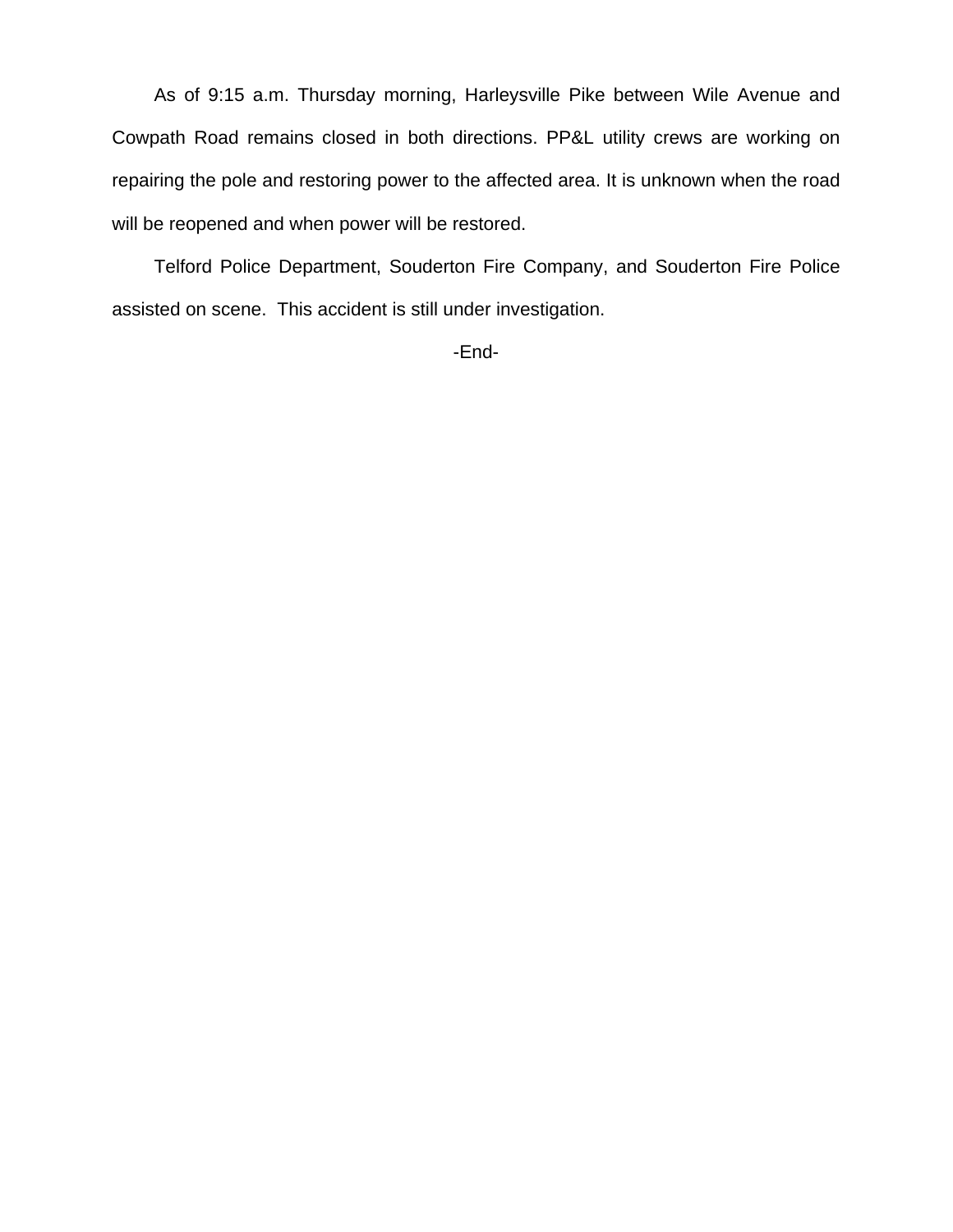As of 9:15 a.m. Thursday morning, Harleysville Pike between Wile Avenue and Cowpath Road remains closed in both directions. PP&L utility crews are working on repairing the pole and restoring power to the affected area. It is unknown when the road will be reopened and when power will be restored.

Telford Police Department, Souderton Fire Company, and Souderton Fire Police assisted on scene. This accident is still under investigation.

-End-